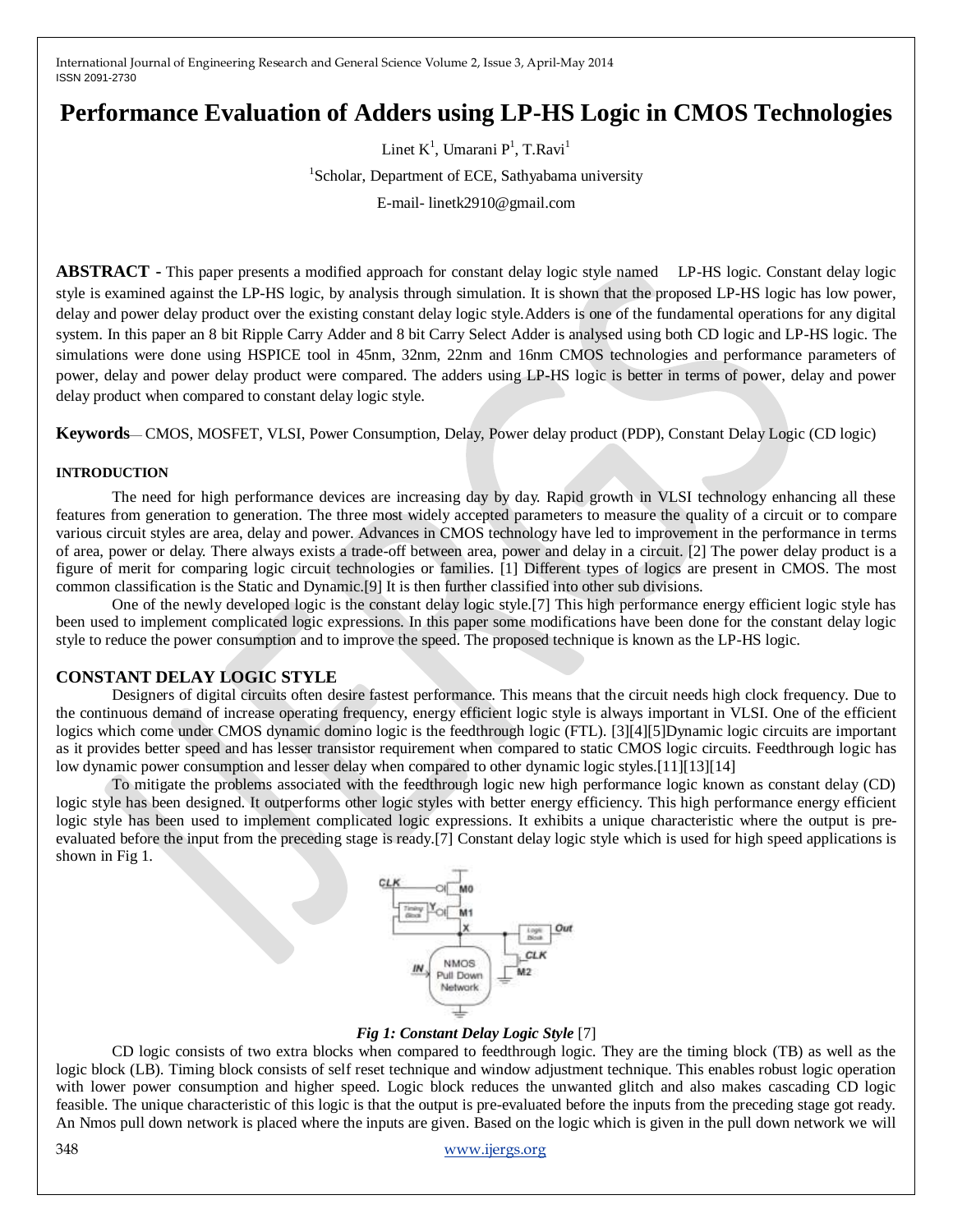# Performance Evaluation of Adders using LP-HS Logic in CMOS Technologies

Linet K[1], Umarani P[1], T.Ravi[1]

[1]Scholar, Department of ECE, Sathyabama university

E-mail- linetk2910@gmail.com

**ABSTRACT -** This paper presents a modified approach for constant delay logic style named LP-HS logic. Constant delay logic style is examined against the LP-HS logic, by analysis through simulation. It is shown that the proposed LP-HS logic has low power, delay and power delay product over the existing constant delay logic style.Adders is one of the fundamental operations for any digital system. In this paper an 8 bit Ripple Carry Adder and 8 bit Carry Select Adder is analysed using both CD logic and LP-HS logic. The simulations were done using HSPICE tool in 45nm, 32nm, 22nm and 16nm CMOS technologies and performance parameters of power, delay and power delay product were compared. The adders using LP-HS logic is better in terms of power, delay and power delay product when compared to constant delay logic style.

**Keywords**— CMOS, MOSFET, VLSI, Power Consumption, Delay, Power delay product (PDP), Constant Delay Logic (CD logic)

## INTRODUCTION

The need for high performance devices are increasing day by day. Rapid growth in VLSI technology enhancing all these features from generation to generation. The three most widely accepted parameters to measure the quality of a circuit or to compare various circuit styles are area, delay and power. Advances in CMOS technology have led to improvement in the performance in terms of area, power or delay. There always exists a trade-off between area, power and delay in a circuit. [2] The power delay product is a figure of merit for comparing logic circuit technologies or families. [1] Different types of logics are present in CMOS. The most common classification is the Static and Dynamic.[9] It is then further classified into other sub divisions.

One of the newly developed logic is the constant delay logic style.[7] This high performance energy efficient logic style has been used to implement complicated logic expressions. In this paper some modifications have been done for the constant delay logic style to reduce the power consumption and to improve the speed. The proposed technique is known as the LP-HS logic.

## CONSTANT DELAY LOGIC STYLE

Designers of digital circuits often desire fastest performance. This means that the circuit needs high clock frequency. Due to the continuous demand of increase operating frequency, energy efficient logic style is always important in VLSI. One of the efficient logics which come under CMOS dynamic domino logic is the feedthrough logic (FTL). [3][4][5]Dynamic logic circuits are important as it provides better speed and has lesser transistor requirement when compared to static CMOS logic circuits. Feedthrough logic has low dynamic power consumption and lesser delay when compared to other dynamic logic styles.[11][13][14]

To mitigate the problems associated with the feedthrough logic new high performance logic known as constant delay (CD) logic style has been designed. It outperforms other logic styles with better energy efficiency. This high performance energy efficient logic style has been used to implement complicated logic expressions. It exhibits a unique characteristic where the output is pre-evaluated before the input from the preceding stage is ready.[7] Constant delay logic style which is used for high speed applications is shown in Fig 1.

***Fig 1: Constant Delay Logic Style*** [7]

CD logic consists of two extra blocks when compared to feedthrough logic. They are the timing block (TB) as well as the logic block (LB). Timing block consists of self reset technique and window adjustment technique. This enables robust logic operation with lower power consumption and higher speed. Logic block reduces the unwanted glitch and also makes cascading CD logic feasible. The unique characteristic of this logic is that the output is pre-evaluated before the inputs from the preceding stage got ready. An Nmos pull down network is placed where the inputs are given. Based on the logic which is given in the pull down network we will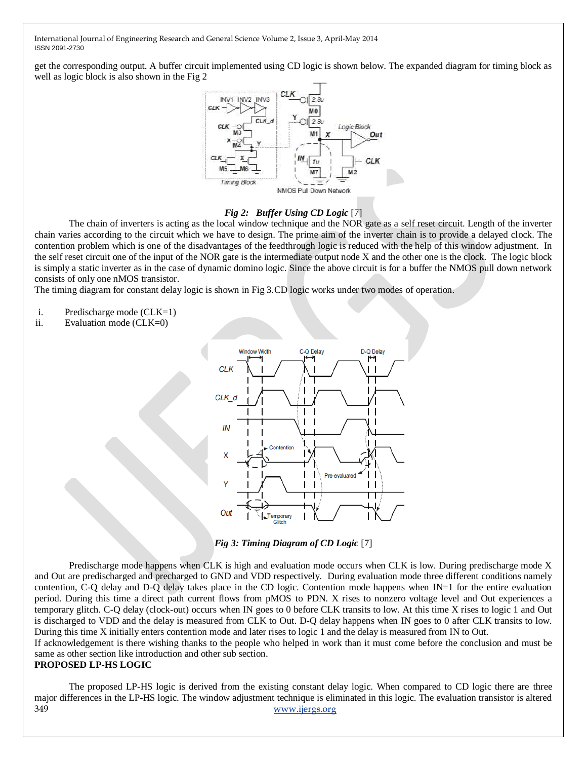get the corresponding output. A buffer circuit implemented using CD logic is shown below. The expanded diagram for timing block as well as logic block is also shown in the Fig 2

***Fig 2: Buffer Using CD Logic*** [7]

The chain of inverters is acting as the local window technique and the NOR gate as a self reset circuit. Length of the inverter chain varies according to the circuit which we have to design. The prime aim of the inverter chain is to provide a delayed clock. The contention problem which is one of the disadvantages of the feedthrough logic is reduced with the help of this window adjustment. In the self reset circuit one of the input of the NOR gate is the intermediate output node X and the other one is the clock. The logic block is simply a static inverter as in the case of dynamic domino logic. Since the above circuit is for a buffer the NMOS pull down network consists of only one nMOS transistor.

The timing diagram for constant delay logic is shown in Fig 3.CD logic works under two modes of operation.

i. Predischarge mode (CLK=1)
ii. Evaluation mode (CLK=0)

***Fig 3: Timing Diagram of CD Logic*** [7]

Predischarge mode happens when CLK is high and evaluation mode occurs when CLK is low. During predischarge mode X and Out are predischarged and precharged to GND and VDD respectively. During evaluation mode three different conditions namely contention, C-Q delay and D-Q delay takes place in the CD logic. Contention mode happens when IN=1 for the entire evaluation period. During this time a direct path current flows from pMOS to PDN. X rises to nonzero voltage level and Out experiences a temporary glitch. C-Q delay (clock-out) occurs when IN goes to 0 before CLK transits to low. At this time X rises to logic 1 and Out is discharged to VDD and the delay is measured from CLK to Out. D-Q delay happens when IN goes to 0 after CLK transits to low. During this time X initially enters contention mode and later rises to logic 1 and the delay is measured from IN to Out.

If acknowledgement is there wishing thanks to the people who helped in work than it must come before the conclusion and must be same as other section like introduction and other sub section.

**PROPOSED LP-HS LOGIC**

The proposed LP-HS logic is derived from the existing constant delay logic. When compared to CD logic there are three major differences in the LP-HS logic. The window adjustment technique is eliminated in this logic. The evaluation transistor is altered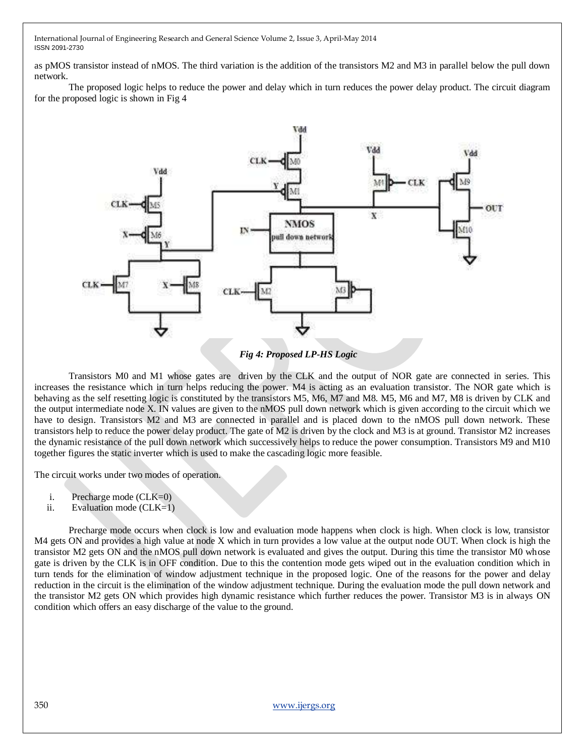as pMOS transistor instead of nMOS. The third variation is the addition of the transistors M2 and M3 in parallel below the pull down network.

The proposed logic helps to reduce the power and delay which in turn reduces the power delay product. The circuit diagram for the proposed logic is shown in Fig 4

*Fig 4: Proposed LP-HS Logic*

Transistors M0 and M1 whose gates are driven by the CLK and the output of NOR gate are connected in series. This increases the resistance which in turn helps reducing the power. M4 is acting as an evaluation transistor. The NOR gate which is behaving as the self resetting logic is constituted by the transistors M5, M6, M7 and M8. M5, M6 and M7, M8 is driven by CLK and the output intermediate node X. IN values are given to the nMOS pull down network which is given according to the circuit which we have to design. Transistors M2 and M3 are connected in parallel and is placed down to the nMOS pull down network. These transistors help to reduce the power delay product. The gate of M2 is driven by the clock and M3 is at ground. Transistor M2 increases the dynamic resistance of the pull down network which successively helps to reduce the power consumption. Transistors M9 and M10 together figures the static inverter which is used to make the cascading logic more feasible.

The circuit works under two modes of operation.

i. Precharge mode (CLK=0)
ii. Evaluation mode (CLK=1)

Precharge mode occurs when clock is low and evaluation mode happens when clock is high. When clock is low, transistor M4 gets ON and provides a high value at node X which in turn provides a low value at the output node OUT. When clock is high the transistor M2 gets ON and the nMOS pull down network is evaluated and gives the output. During this time the transistor M0 whose gate is driven by the CLK is in OFF condition. Due to this the contention mode gets wiped out in the evaluation condition which in turn tends for the elimination of window adjustment technique in the proposed logic. One of the reasons for the power and delay reduction in the circuit is the elimination of the window adjustment technique. During the evaluation mode the pull down network and the transistor M2 gets ON which provides high dynamic resistance which further reduces the power. Transistor M3 is in always ON condition which offers an easy discharge of the value to the ground.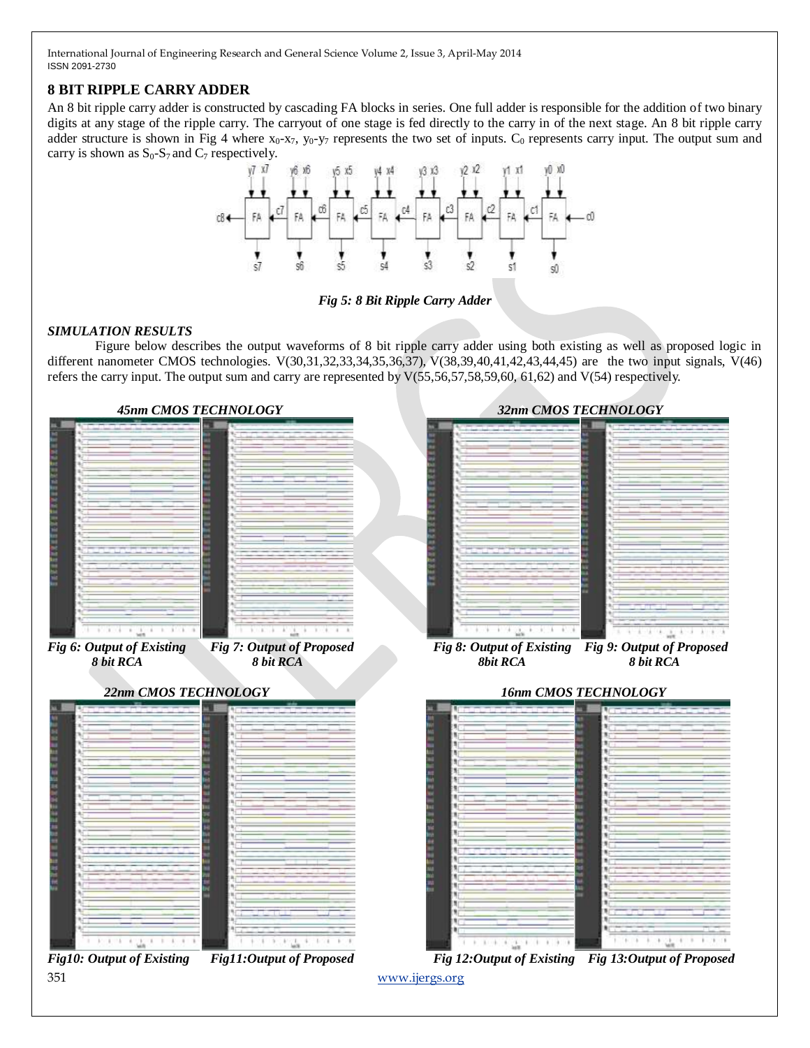## 8 BIT RIPPLE CARRY ADDER

An 8 bit ripple carry adder is constructed by cascading FA blocks in series. One full adder is responsible for the addition of two binary digits at any stage of the ripple carry. The carryout of one stage is fed directly to the carry in of the next stage. An 8 bit ripple carry adder structure is shown in Fig 4 where $x_0$-$x_7$, $y_0$-$y_7$ represents the two set of inputs. $C_0$ represents carry input. The output sum and carry is shown as $S_0$-$S_7$ and $C_7$ respectively.

*Fig 5: 8 Bit Ripple Carry Adder*

### *SIMULATION RESULTS*

Figure below describes the output waveforms of 8 bit ripple carry adder using both existing as well as proposed logic in different nanometer CMOS technologies. V(30,31,32,33,34,35,36,37), V(38,39,40,41,42,43,44,45) are the two input signals, V(46) refers the carry input. The output sum and carry are represented by V(55,56,57,58,59,60, 61,62) and V(54) respectively.

*45nm CMOS TECHNOLOGY*

*Fig 6: Output of Existing 8 bit RCA*

*Fig 7: Output of Proposed 8 bit RCA*

*32nm CMOS TECHNOLOGY*

*Fig 8: Output of Existing 8bit RCA*

*Fig 9: Output of Proposed 8 bit RCA*

*22nm CMOS TECHNOLOGY*

*Fig10: Output of Existing*

*Fig11:Output of Proposed*

*16nm CMOS TECHNOLOGY*

*Fig 12:Output of Existing*

*Fig 13:Output of Proposed*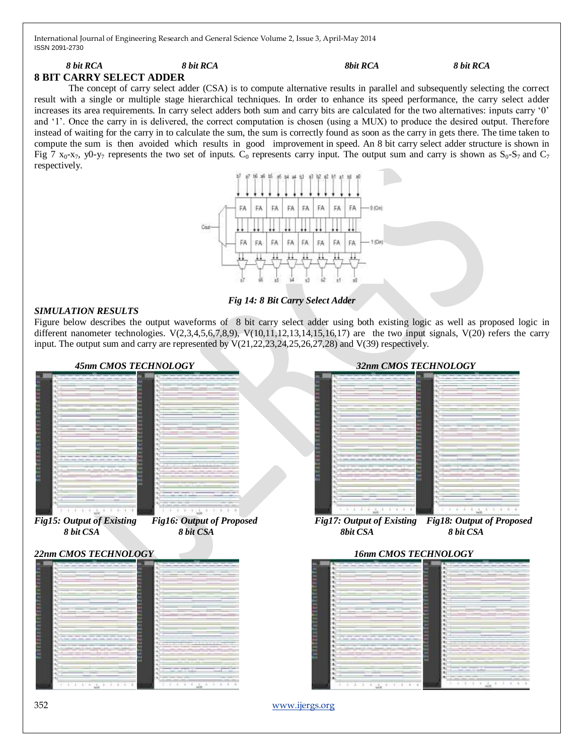*8 bit RCA* *8 bit RCA* *8bit RCA* *8 bit RCA*

## 8 BIT CARRY SELECT ADDER

The concept of carry select adder (CSA) is to compute alternative results in parallel and subsequently selecting the correct result with a single or multiple stage hierarchical techniques. In order to enhance its speed performance, the carry select adder increases its area requirements. In carry select adders both sum and carry bits are calculated for the two alternatives: inputs carry '0' and '1'. Once the carry in is delivered, the correct computation is chosen (using a MUX) to produce the desired output. Therefore instead of waiting for the carry in to calculate the sum, the sum is correctly found as soon as the carry in gets there. The time taken to compute the sum is then avoided which results in good improvement in speed. An 8 bit carry select adder structure is shown in Fig 7 $x_0$-$x_7$, $y_0$-$y_7$ represents the two set of inputs. $C_0$ represents carry input. The output sum and carry is shown as $S_0$-$S_7$ and $C_7$ respectively.

*Fig 14: 8 Bit Carry Select Adder*

### *SIMULATION RESULTS*

Figure below describes the output waveforms of 8 bit carry select adder using both existing logic as well as proposed logic in different nanometer technologies. V(2,3,4,5,6,7,8,9), V(10,11,12,13,14,15,16,17) are the two input signals, V(20) refers the carry input. The output sum and carry are represented by V(21,22,23,24,25,26,27,28) and V(39) respectively.

*45nm CMOS TECHNOLOGY*

*Fig15: Output of Existing 8 bit CSA*

*Fig16: Output of Proposed 8 bit CSA*

*32nm CMOS TECHNOLOGY*

*Fig17: Output of Existing 8bit CSA*

*Fig18: Output of Proposed 8 bit CSA*

*22nm CMOS TECHNOLOGY*

*16nm CMOS TECHNOLOGY*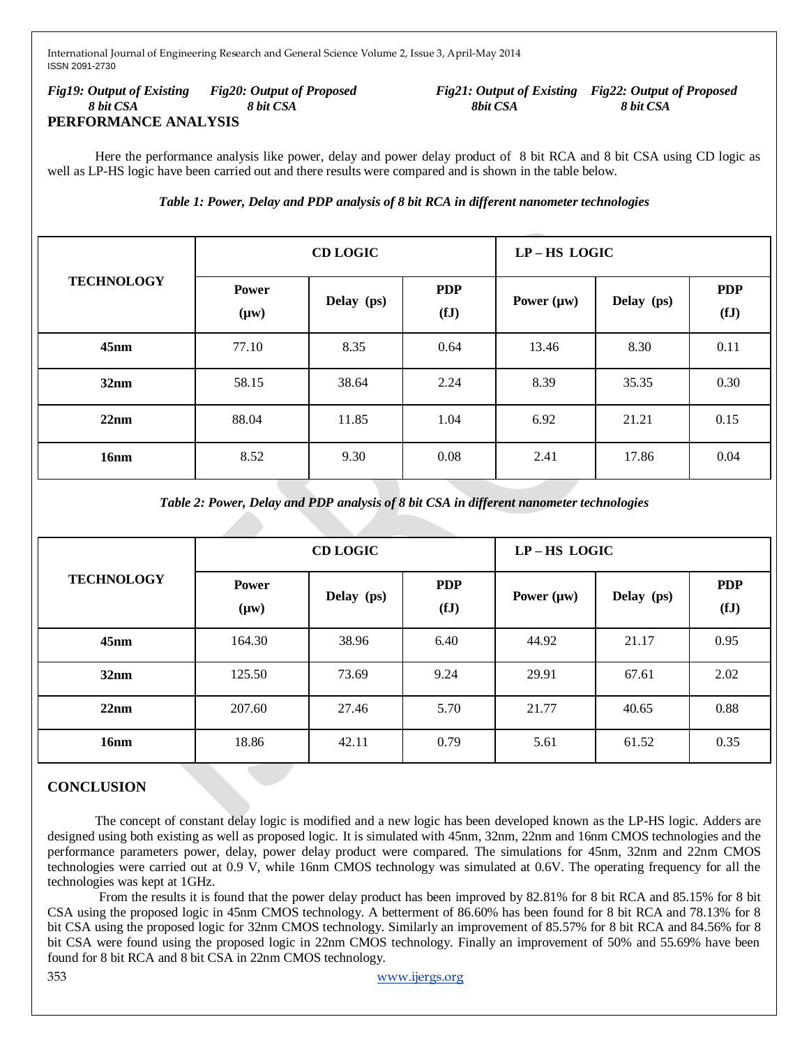*Fig19: Output of Existing 8 bit CSA* *Fig20: Output of Proposed 8 bit CSA* *Fig21: Output of Existing 8bit CSA* *Fig22: Output of Proposed 8 bit CSA*

## PERFORMANCE ANALYSIS

Here the performance analysis like power, delay and power delay product of 8 bit RCA and 8 bit CSA using CD logic as well as LP-HS logic have been carried out and there results were compared and is shown in the table below.

*Table 1: Power, Delay and PDP analysis of 8 bit RCA in different nanometer technologies*

| TECHNOLOGY | CD LOGIC | | | LP – HS LOGIC | | |
|---|---|---|---|---|---|---|
| | Power (µw) | Delay (ps) | PDP (fJ) | Power (µw) | Delay (ps) | PDP (fJ) |
| 45nm | 77.10 | 8.35 | 0.64 | 13.46 | 8.30 | 0.11 |
| 32nm | 58.15 | 38.64 | 2.24 | 8.39 | 35.35 | 0.30 |
| 22nm | 88.04 | 11.85 | 1.04 | 6.92 | 21.21 | 0.15 |
| 16nm | 8.52 | 9.30 | 0.08 | 2.41 | 17.86 | 0.04 |

*Table 2: Power, Delay and PDP analysis of 8 bit CSA in different nanometer technologies*

| TECHNOLOGY | CD LOGIC | | | LP – HS LOGIC | | |
|---|---|---|---|---|---|---|
| | Power (µw) | Delay (ps) | PDP (fJ) | Power (µw) | Delay (ps) | PDP (fJ) |
| 45nm | 164.30 | 38.96 | 6.40 | 44.92 | 21.17 | 0.95 |
| 32nm | 125.50 | 73.69 | 9.24 | 29.91 | 67.61 | 2.02 |
| 22nm | 207.60 | 27.46 | 5.70 | 21.77 | 40.65 | 0.88 |
| 16nm | 18.86 | 42.11 | 0.79 | 5.61 | 61.52 | 0.35 |

## CONCLUSION

The concept of constant delay logic is modified and a new logic has been developed known as the LP-HS logic. Adders are designed using both existing as well as proposed logic. It is simulated with 45nm, 32nm, 22nm and 16nm CMOS technologies and the performance parameters power, delay, power delay product were compared. The simulations for 45nm, 32nm and 22nm CMOS technologies were carried out at 0.9 V, while 16nm CMOS technology was simulated at 0.6V. The operating frequency for all the technologies was kept at 1GHz.

From the results it is found that the power delay product has been improved by 82.81% for 8 bit RCA and 85.15% for 8 bit CSA using the proposed logic in 45nm CMOS technology. A betterment of 86.60% has been found for 8 bit RCA and 78.13% for 8 bit CSA using the proposed logic for 32nm CMOS technology. Similarly an improvement of 85.57% for 8 bit RCA and 84.56% for 8 bit CSA were found using the proposed logic in 22nm CMOS technology. Finally an improvement of 50% and 55.69% have been found for 8 bit RCA and 8 bit CSA in 22nm CMOS technology.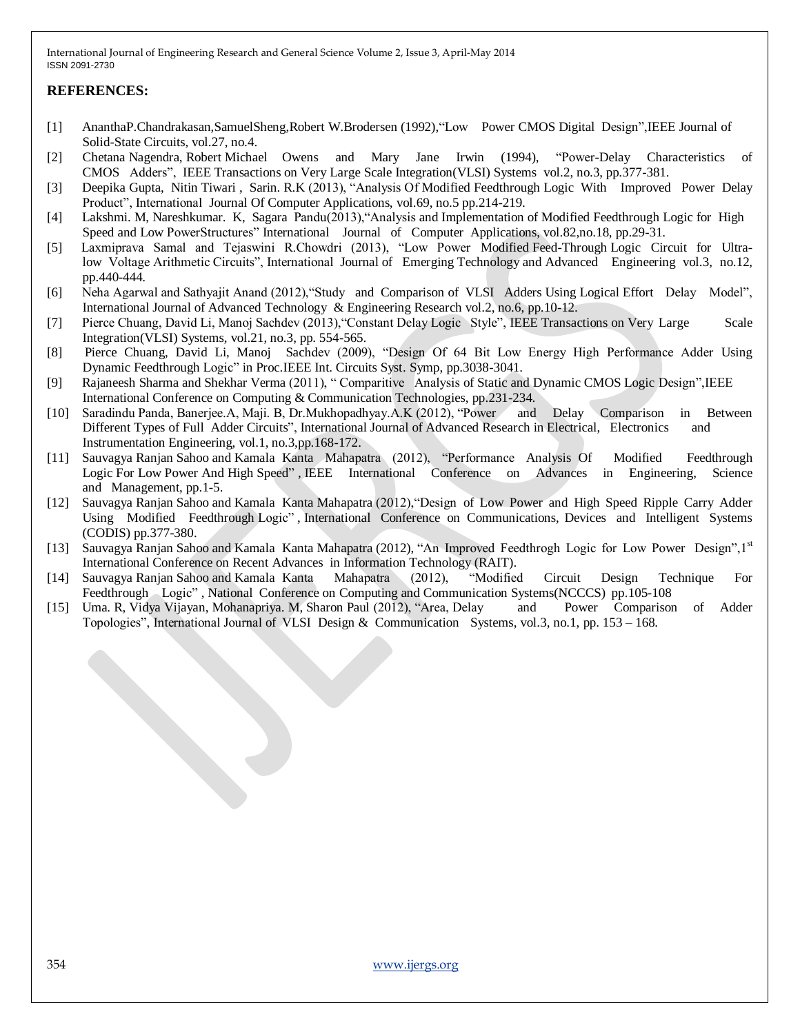## REFERENCES:

[1] AnanthaP.Chandrakasan,SamuelSheng,Robert W.Brodersen (1992),"Low Power CMOS Digital Design",IEEE Journal of Solid-State Circuits, vol.27, no.4.

[2] Chetana Nagendra, Robert Michael Owens and Mary Jane Irwin (1994), "Power-Delay Characteristics of CMOS Adders", IEEE Transactions on Very Large Scale Integration(VLSI) Systems vol.2, no.3, pp.377-381.

[3] Deepika Gupta, Nitin Tiwari , Sarin. R.K (2013), "Analysis Of Modified Feedthrough Logic With Improved Power Delay Product", International Journal Of Computer Applications, vol.69, no.5 pp.214-219.

[4] Lakshmi. M, Nareshkumar. K, Sagara Pandu(2013),"Analysis and Implementation of Modified Feedthrough Logic for High Speed and Low PowerStructures" International Journal of Computer Applications, vol.82,no.18, pp.29-31.

[5] Laxmiprava Samal and Tejaswini R.Chowdri (2013), "Low Power Modified Feed-Through Logic Circuit for Ultra-low Voltage Arithmetic Circuits", International Journal of Emerging Technology and Advanced Engineering vol.3, no.12, pp.440-444.

[6] Neha Agarwal and Sathyajit Anand (2012),"Study and Comparison of VLSI Adders Using Logical Effort Delay Model", International Journal of Advanced Technology & Engineering Research vol.2, no.6, pp.10-12.

[7] Pierce Chuang, David Li, Manoj Sachdev (2013),"Constant Delay Logic Style", IEEE Transactions on Very Large Scale Integration(VLSI) Systems, vol.21, no.3, pp. 554-565.

[8] Pierce Chuang, David Li, Manoj Sachdev (2009), "Design Of 64 Bit Low Energy High Performance Adder Using Dynamic Feedthrough Logic" in Proc.IEEE Int. Circuits Syst. Symp, pp.3038-3041.

[9] Rajaneesh Sharma and Shekhar Verma (2011), " Comparitive Analysis of Static and Dynamic CMOS Logic Design",IEEE International Conference on Computing & Communication Technologies, pp.231-234.

[10] Saradindu Panda, Banerjee.A, Maji. B, Dr.Mukhopadhyay.A.K (2012), "Power and Delay Comparison in Between Different Types of Full Adder Circuits", International Journal of Advanced Research in Electrical, Electronics and Instrumentation Engineering, vol.1, no.3,pp.168-172.

[11] Sauvagya Ranjan Sahoo and Kamala Kanta Mahapatra (2012), "Performance Analysis Of Modified Feedthrough Logic For Low Power And High Speed" , IEEE International Conference on Advances in Engineering, Science and Management, pp.1-5.

[12] Sauvagya Ranjan Sahoo and Kamala Kanta Mahapatra (2012),"Design of Low Power and High Speed Ripple Carry Adder Using Modified Feedthrough Logic" , International Conference on Communications, Devices and Intelligent Systems (CODIS) pp.377-380.

[13] Sauvagya Ranjan Sahoo and Kamala Kanta Mahapatra (2012), "An Improved Feedthrogh Logic for Low Power Design",1st International Conference on Recent Advances in Information Technology (RAIT).

[14] Sauvagya Ranjan Sahoo and Kamala Kanta Mahapatra (2012), "Modified Circuit Design Technique For Feedthrough Logic" , National Conference on Computing and Communication Systems(NCCCS) pp.105-108

[15] Uma. R, Vidya Vijayan, Mohanapriya. M, Sharon Paul (2012), "Area, Delay and Power Comparison of Adder Topologies", International Journal of VLSI Design & Communication Systems, vol.3, no.1, pp. 153 – 168.